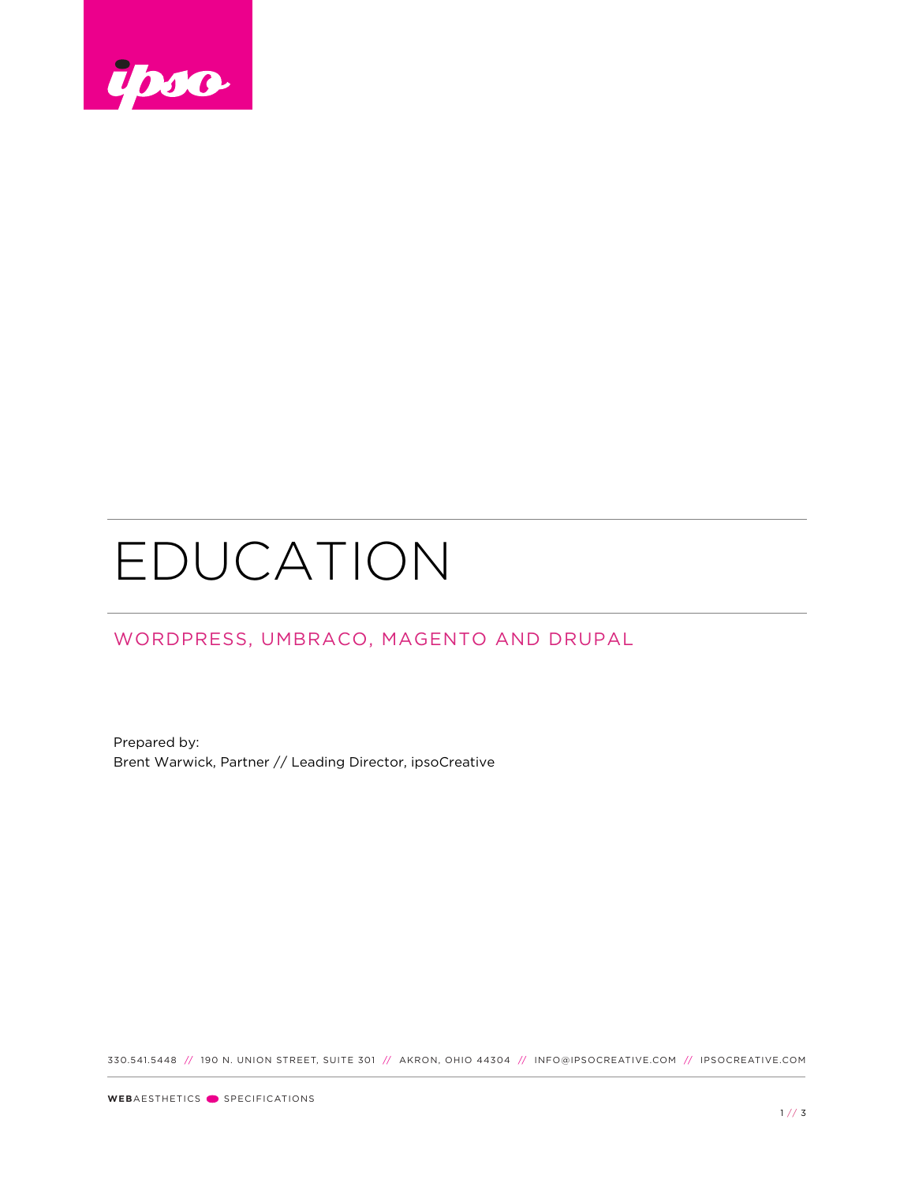# EDUCATION

## WORDPRESS, UMBRACO, MAGENTO AND DRUPAL

Prepared by:
Brent Warwick, Partner // Leading Director, ipsoCreative

330.541.5448 // 190 N. UNION STREET, SUITE 301 // AKRON, OHIO 44304 // INFO@IPSOCREATIVE.COM // IPSOCREATIVE.COM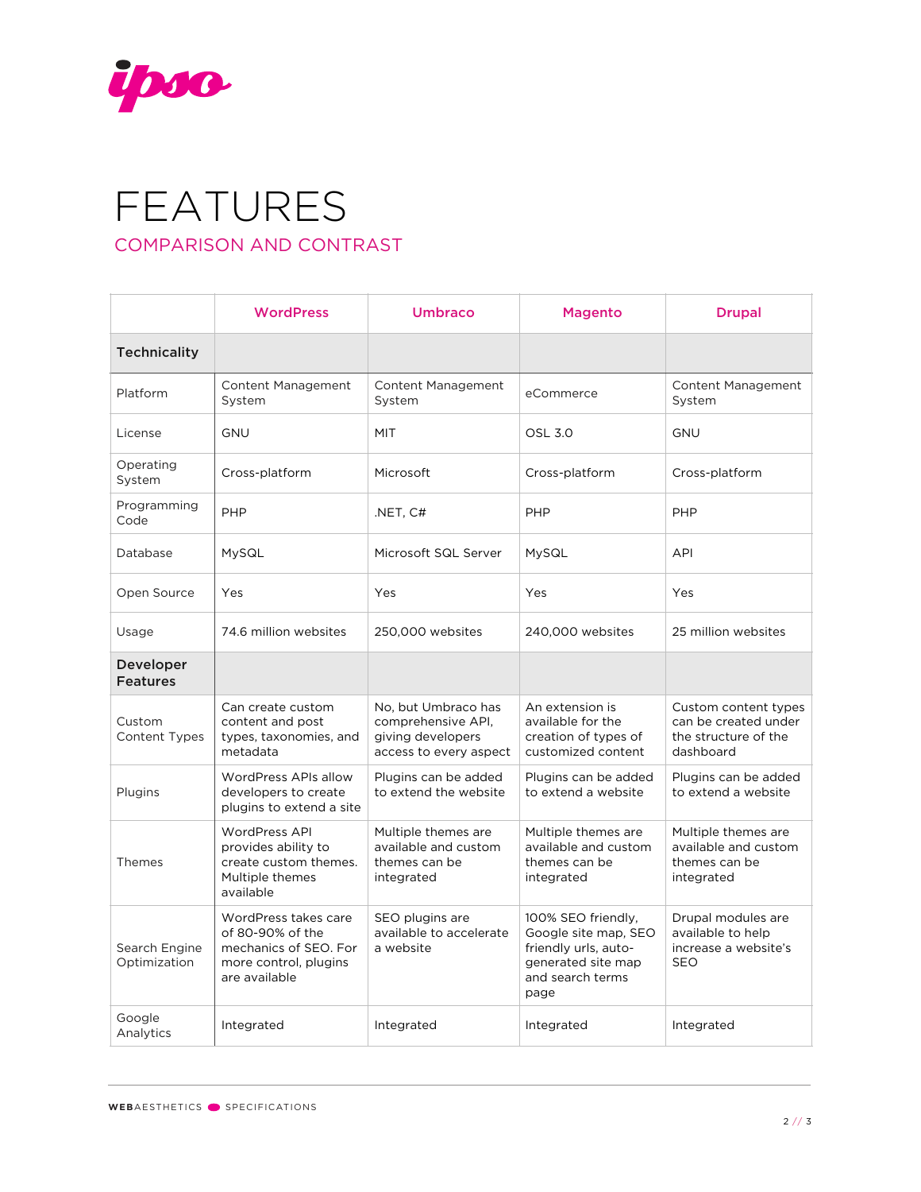# FEATURES

## COMPARISON AND CONTRAST

| | WordPress | Umbraco | Magento | Drupal |
|---|---|---|---|---|
| **Technicality** | | | | |
| Platform | Content Management System | Content Management System | eCommerce | Content Management System |
| License | GNU | MIT | OSL 3.0 | GNU |
| Operating System | Cross-platform | Microsoft | Cross-platform | Cross-platform |
| Programming Code | PHP | .NET, C# | PHP | PHP |
| Database | MySQL | Microsoft SQL Server | MySQL | API |
| Open Source | Yes | Yes | Yes | Yes |
| Usage | 74.6 million websites | 250,000 websites | 240,000 websites | 25 million websites |
| **Developer Features** | | | | |
| Custom Content Types | Can create custom content and post types, taxonomies, and metadata | No, but Umbraco has comprehensive API, giving developers access to every aspect | An extension is available for the creation of types of customized content | Custom content types can be created under the structure of the dashboard |
| Plugins | WordPress APIs allow developers to create plugins to extend a site | Plugins can be added to extend the website | Plugins can be added to extend a website | Plugins can be added to extend a website |
| Themes | WordPress API provides ability to create custom themes. Multiple themes available | Multiple themes are available and custom themes can be integrated | Multiple themes are available and custom themes can be integrated | Multiple themes are available and custom themes can be integrated |
| Search Engine Optimization | WordPress takes care of 80-90% of the mechanics of SEO. For more control, plugins are available | SEO plugins are available to accelerate a website | 100% SEO friendly, Google site map, SEO friendly urls, auto-generated site map and search terms page | Drupal modules are available to help increase a website's SEO |
| Google Analytics | Integrated | Integrated | Integrated | Integrated |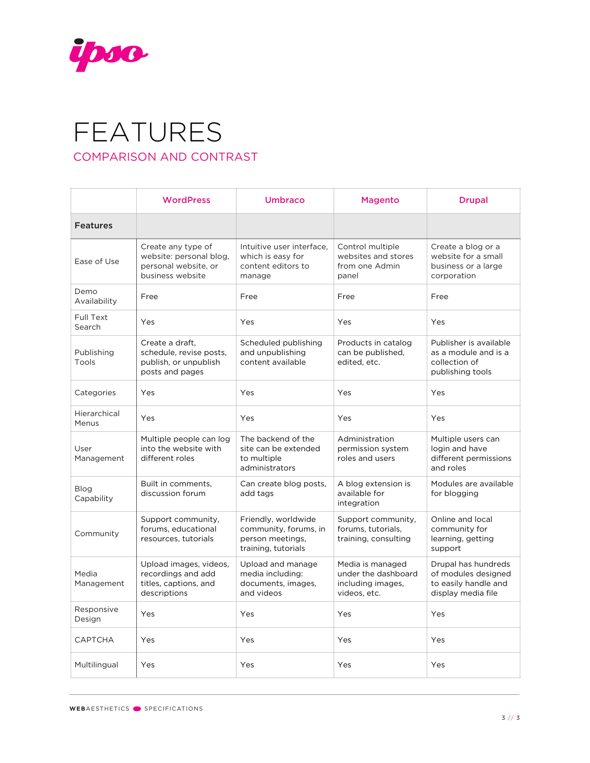ipso

# FEATURES

## COMPARISON AND CONTRAST

| | WordPress | Umbraco | Magento | Drupal |
|---|---|---|---|---|
| **Features** | | | | |
| Ease of Use | Create any type of website: personal blog, personal website, or business website | Intuitive user interface, which is easy for content editors to manage | Control multiple websites and stores from one Admin panel | Create a blog or a website for a small business or a large corporation |
| Demo Availability | Free | Free | Free | Free |
| Full Text Search | Yes | Yes | Yes | Yes |
| Publishing Tools | Create a draft, schedule, revise posts, publish, or unpublish posts and pages | Scheduled publishing and unpublishing content available | Products in catalog can be published, edited, etc. | Publisher is available as a module and is a collection of publishing tools |
| Categories | Yes | Yes | Yes | Yes |
| Hierarchical Menus | Yes | Yes | Yes | Yes |
| User Management | Multiple people can log into the website with different roles | The backend of the site can be extended to multiple administrators | Administration permission system roles and users | Multiple users can login and have different permissions and roles |
| Blog Capability | Built in comments, discussion forum | Can create blog posts, add tags | A blog extension is available for integration | Modules are available for blogging |
| Community | Support community, forums, educational resources, tutorials | Friendly, worldwide community, forums, in person meetings, training, tutorials | Support community, forums, tutorials, training, consulting | Online and local community for learning, getting support |
| Media Management | Upload images, videos, recordings and add titles, captions, and descriptions | Upload and manage media including: documents, images, and videos | Media is managed under the dashboard including images, videos, etc. | Drupal has hundreds of modules designed to easily handle and display media file |
| Responsive Design | Yes | Yes | Yes | Yes |
| CAPTCHA | Yes | Yes | Yes | Yes |
| Multilingual | Yes | Yes | Yes | Yes |

WEBAESTHETICS SPECIFICATIONS